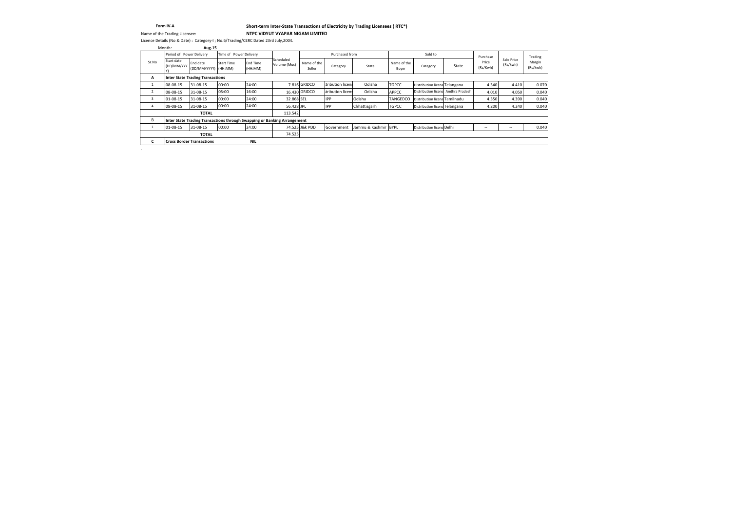**Form IV-A**

**Short-term Inter-State Transactions of Electricity by Trading Licensees ( RTC*)**

Name of the Trading Licensee: **NTPC VIDYUT VYAPAR NIGAM LIMITED**

Licence Details (No & Date) : Category-I ; No.6/Trading/CERC Dated 23rd July,2004.

Month: **Aug-15**

| Sr.No | Period of Power Delivery | | Time of Power Delivery | | Scheduled Volume (Mus) | Purchased from | | | Sold to | | | Purchase Price (Rs/Kwh) | Sale Price (Rs/kwh) | Trading Margin (Rs/kwh) |
|---|---|---|---|---|---|---|---|---|---|---|---|---|---|---|
| | Start date (DD/MM/YYYY) | End date (DD/MM/YYYY) | Start Time (HH:MM) | End Time (HH:MM) | | Name of the Seller | Category | State | Name of the Buyer | Category | State | | | |
| **A** | **Inter State Trading Transactions** | | | | | | | | | | | | | |
| 1 | 08-08-15 | 31-08-15 | 00:00 | 24:00 | 7.816 | GRIDCO | stribution licens | Odisha | TGPCC | Distribution licens | Telangana | 4.340 | 4.410 | 0.070 |
| 2 | 08-08-15 | 31-08-15 | 05:00 | 16:00 | 16.430 | GRIDCO | stribution licens | Odisha | APPCC | Distribution licens | Andhra Pradesh | 4.010 | 4.050 | 0.040 |
| 3 | 01-08-15 | 31-08-15 | 00:00 | 24:00 | 32.868 | SEL | IPP | Odisha | TANGEDCO | Distribution licens | Tamilnadu | 4.350 | 4.390 | 0.040 |
| 4 | 08-08-15 | 31-08-15 | 00:00 | 24:00 | 56.428 | JPL | IPP | Chhattisgarh | TGPCC | Distribution licens | Telangana | 4.200 | 4.240 | 0.040 |
| | **TOTAL** | | | | 113.542 | | | | | | | | | |
| B | **Inter State Trading Transactions through Swapping or Banking Arrangement** | | | | | | | | | | | | | |
| 1 | 01-08-15 | 31-08-15 | 00:00 | 24:00 | 74.525 | J&K PDD | Government | Jammu & Kashmir | BYPL | Distribution licens | Delhi | -- | -- | 0.040 |
| | **TOTAL** | | | | 74.525 | | | | | | | | | |
| **C** | **Cross Border Transactions** | | | **NIL** | | | | | | | | | | |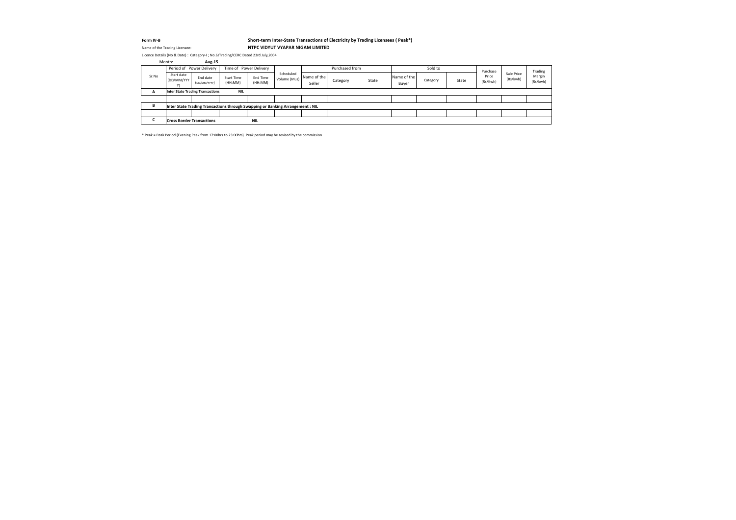**Form IV-B**

**Short-term Inter-State Transactions of Electricity by Trading Licensees ( Peak*)**

Name of the Trading Licensee: **NTPC VIDYUT VYAPAR NIGAM LIMITED**

Licence Details (No & Date) : Category-I ; No.6/Trading/CERC Dated 23rd July,2004.

Month: **Aug-15**

| Sr.No | Period of Power Delivery | | Time of Power Delivery | | Scheduled Volume (Mus) | Purchased from | | | Sold to | | | Purchase Price (Rs/Kwh) | Sale Price (Rs/kwh) | Trading Margin (Rs/kwh) |
|---|---|---|---|---|---|---|---|---|---|---|---|---|---|---|
| | Start date (DD/MM/YYYY) | End date (DD/MM/YYYY) | Start Time (HH:MM) | End Time (HH:MM) | | Name of the Seller | Category | State | Name of the Buyer | Category | State | | | |
| **A** | **Inter State Trading Transactions** | | **NIL** | | | | | | | | | | | |
| | | | | | | | | | | | | | | |
| **B** | **Inter State Trading Transactions through Swapping or Banking Arrangement : NIL** | | | | | | | | | | | | | |
| | | | | | | | | | | | | | | |
| **C** | **Cross Border Transactions** | | | **NIL** | | | | | | | | | | |

* Peak = Peak Period (Evening Peak from 17:00hrs to 23:00hrs). Peak period may be revised by the commission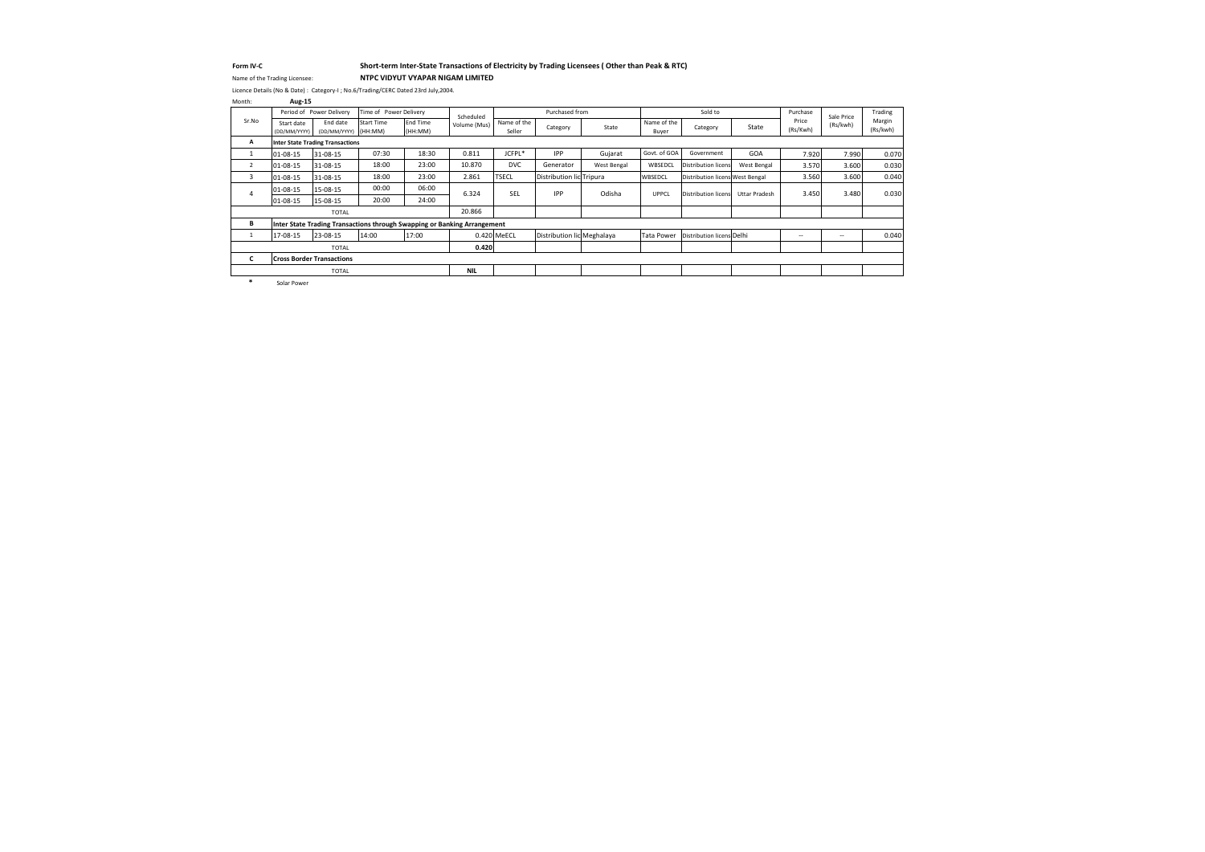**Form IV-C** **Short-term Inter-State Transactions of Electricity by Trading Licensees ( Other than Peak & RTC)**

Name of the Trading Licensee: **NTPC VIDYUT VYAPAR NIGAM LIMITED**

Licence Details (No & Date) : Category-I ; No.6/Trading/CERC Dated 23rd July,2004.

Month: **Aug-15**

| Sr.No | Period of Power Delivery | | Time of Power Delivery | | Scheduled Volume (Mus) | Purchased from | | | Sold to | | | Purchase Price (Rs/Kwh) | Sale Price (Rs/kwh) | Trading Margin (Rs/kwh) |
|---|---|---|---|---|---|---|---|---|---|---|---|---|---|---|
| | Start date (DD/MM/YYYY) | End date (DD/MM/YYYY) | Start Time (HH:MM) | End Time (HH:MM) | | Name of the Seller | Category | State | Name of the Buyer | Category | State | | | |
| **A** | **Inter State Trading Transactions** | | | | | | | | | | | | | |
| 1 | 01-08-15 | 31-08-15 | 07:30 | 18:30 | 0.811 | JCFPL* | IPP | Gujarat | Govt. of GOA | Government | GOA | 7.920 | 7.990 | 0.070 |
| 2 | 01-08-15 | 31-08-15 | 18:00 | 23:00 | 10.870 | DVC | Generator | West Bengal | WBSEDCL | Distribution licens | West Bengal | 3.570 | 3.600 | 0.030 |
| 3 | 01-08-15 | 31-08-15 | 18:00 | 23:00 | 2.861 | TSECL | Distribution lic | Tripura | WBSEDCL | Distribution licens | West Bengal | 3.560 | 3.600 | 0.040 |
| 4 | 01-08-15 | 15-08-15 | 00:00 | 06:00 | 6.324 | SEL | IPP | Odisha | UPPCL | Distribution licens | Uttar Pradesh | 3.450 | 3.480 | 0.030 |
| | 01-08-15 | 15-08-15 | 20:00 | 24:00 | | | | | | | | | | |
| | TOTAL | | | | 20.866 | | | | | | | | | |
| **B** | **Inter State Trading Transactions through Swapping or Banking Arrangement** | | | | | | | | | | | | | |
| 1 | 17-08-15 | 23-08-15 | 14:00 | 17:00 | 0.420 | MeECL | Distribution lic | Meghalaya | Tata Power | Distribution licens | Delhi | -- | -- | 0.040 |
| | TOTAL | | | | **0.420** | | | | | | | | | |
| **C** | **Cross Border Transactions** | | | | | | | | | | | | | |
| | TOTAL | | | | **NIL** | | | | | | | | | |

\* Solar Power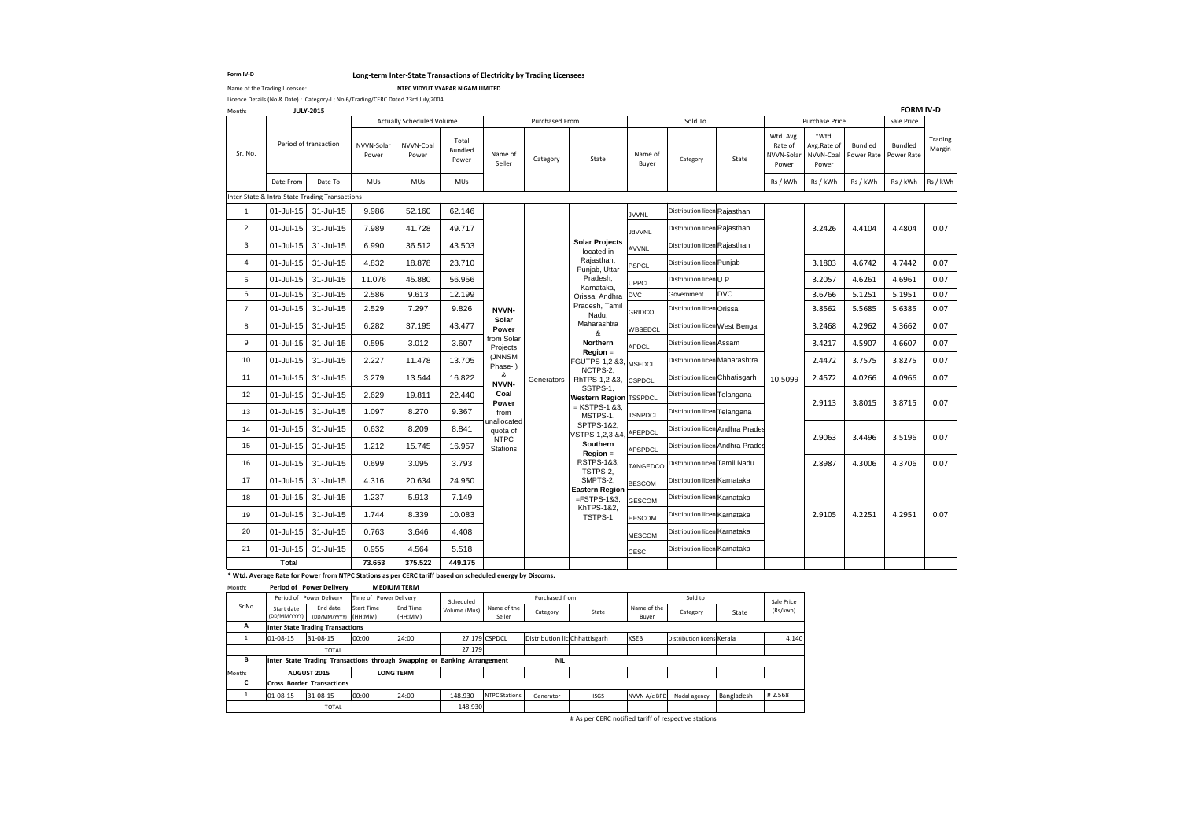**Form IV-D**

**Long-term Inter-State Transactions of Electricity by Trading Licensees**

Name of the Trading Licensee: **NTPC VIDYUT VYAPAR NIGAM LIMITED**

Licence Details (No & Date) : Category-I ; No.6/Trading/CERC Dated 23rd July,2004.

Month: **JULY-2015**

**FORM IV-D**

| Sr. No. | Period of transaction | | Actually Scheduled Volume | | | Purchased From | | | Sold To | | | Purchase Price | | | Sale Price | Trading Margin |
|---|---|---|---|---|---|---|---|---|---|---|---|---|---|---|---|---|
| | | | NVVN-Solar Power | NVVN-Coal Power | Total Bundled Power | Name of Seller | Category | State | Name of Buyer | Category | State | Wtd. Avg. Rate of NVVN-Solar Power | *Wtd. Avg.Rate of NVVN-Coal Power | Bundled Power Rate | Bundled Power Rate | |
| | Date From | Date To | MUs | MUs | MUs | | | | | | | Rs / kWh | Rs / kWh | Rs / kWh | Rs / kWh | Rs / kWh |
| Inter-State & Intra-State Trading Transactions | | | | | | | | | | | | | | | | |
| 1 | 01-Jul-15 | 31-Jul-15 | 9.986 | 52.160 | 62.146 | NVVN-Solar Power from Solar Projects (JNNSM Phase-I) & NVVN-Coal Power from unallocated quota of NTPC Stations | Generators | Solar Projects located in Rajasthan, Punjab, Uttar Pradesh, Karnataka, Orissa, Andhra Pradesh, Tamil Nadu, Maharashtra & Northern Region = FGUTPS-1,2 &3, NCTPS-2, RhTPS-1,2 &3, SSTPS-1, Western Region = KSTPS-1 &3, MSTPS-1, SPTPS-1&2, VSTPS-1,2,3 &4, Southern Region = RSTPS-1&3, TSTPS-2, SMPTS-2, Eastern Region =FSTPS-1&3, KhTPS-1&2, TSTPS-1 | JVVNL | Distribution licensee | Rajasthan | 10.5099 | 3.2426 | 4.4104 | 4.4804 | 0.07 |
| 2 | 01-Jul-15 | 31-Jul-15 | 7.989 | 41.728 | 49.717 | | | | JdVVNL | Distribution licensee | Rajasthan | | | | | |
| 3 | 01-Jul-15 | 31-Jul-15 | 6.990 | 36.512 | 43.503 | | | | AVVNL | Distribution licensee | Rajasthan | | | | | |
| 4 | 01-Jul-15 | 31-Jul-15 | 4.832 | 18.878 | 23.710 | | | | PSPCL | Distribution licensee | Punjab | | 3.1803 | 4.6742 | 4.7442 | 0.07 |
| 5 | 01-Jul-15 | 31-Jul-15 | 11.076 | 45.880 | 56.956 | | | | UPPCL | Distribution licensee | U P | | 3.2057 | 4.6261 | 4.6961 | 0.07 |
| 6 | 01-Jul-15 | 31-Jul-15 | 2.586 | 9.613 | 12.199 | | | | DVC | Government | DVC | | 3.6766 | 5.1251 | 5.1951 | 0.07 |
| 7 | 01-Jul-15 | 31-Jul-15 | 2.529 | 7.297 | 9.826 | | | | GRIDCO | Distribution licensee | Orissa | | 3.8562 | 5.5685 | 5.6385 | 0.07 |
| 8 | 01-Jul-15 | 31-Jul-15 | 6.282 | 37.195 | 43.477 | | | | WBSEDCL | Distribution licensee | West Bengal | | 3.2468 | 4.2962 | 4.3662 | 0.07 |
| 9 | 01-Jul-15 | 31-Jul-15 | 0.595 | 3.012 | 3.607 | | | | APDCL | Distribution licensee | Assam | | 3.4217 | 4.5907 | 4.6607 | 0.07 |
| 10 | 01-Jul-15 | 31-Jul-15 | 2.227 | 11.478 | 13.705 | | | | MSEDCL | Distribution licensee | Maharashtra | | 2.4472 | 3.7575 | 3.8275 | 0.07 |
| 11 | 01-Jul-15 | 31-Jul-15 | 3.279 | 13.544 | 16.822 | | | | CSPDCL | Distribution licensee | Chhatisgarh | | 2.4572 | 4.0266 | 4.0966 | 0.07 |
| 12 | 01-Jul-15 | 31-Jul-15 | 2.629 | 19.811 | 22.440 | | | | TSSPDCL | Distribution licensee | Telangana | | 2.9113 | 3.8015 | 3.8715 | 0.07 |
| 13 | 01-Jul-15 | 31-Jul-15 | 1.097 | 8.270 | 9.367 | | | | TSNPDCL | Distribution licensee | Telangana | | | | | |
| 14 | 01-Jul-15 | 31-Jul-15 | 0.632 | 8.209 | 8.841 | | | | APEPDCL | Distribution licensee | Andhra Pradesh | | 2.9063 | 3.4496 | 3.5196 | 0.07 |
| 15 | 01-Jul-15 | 31-Jul-15 | 1.212 | 15.745 | 16.957 | | | | APSPDCL | Distribution licensee | Andhra Pradesh | | | | | |
| 16 | 01-Jul-15 | 31-Jul-15 | 0.699 | 3.095 | 3.793 | | | | TANGEDCO | Distribution licensee | Tamil Nadu | | 2.8987 | 4.3006 | 4.3706 | 0.07 |
| 17 | 01-Jul-15 | 31-Jul-15 | 4.316 | 20.634 | 24.950 | | | | BESCOM | Distribution licensee | Karnataka | | 2.9105 | 4.2251 | 4.2951 | 0.07 |
| 18 | 01-Jul-15 | 31-Jul-15 | 1.237 | 5.913 | 7.149 | | | | GESCOM | Distribution licensee | Karnataka | | | | | |
| 19 | 01-Jul-15 | 31-Jul-15 | 1.744 | 8.339 | 10.083 | | | | HESCOM | Distribution licensee | Karnataka | | | | | |
| 20 | 01-Jul-15 | 31-Jul-15 | 0.763 | 3.646 | 4.408 | | | | MESCOM | Distribution licensee | Karnataka | | | | | |
| 21 | 01-Jul-15 | 31-Jul-15 | 0.955 | 4.564 | 5.518 | | | | CESC | Distribution licensee | Karnataka | | | | | |
| **Total** | | | **73.653** | **375.522** | **449.175** | | | | | | | | | | | |

**\* Wtd. Average Rate for Power from NTPC Stations as per CERC tariff based on scheduled energy by Discoms.**

Month: **Period of Power Delivery** **MEDIUM TERM**

| Sr.No | Period of Power Delivery | | Time of Power Delivery | | Scheduled Volume (Mus) | Purchased from | | | Sold to | | | Sale Price (Rs/kwh) |
|---|---|---|---|---|---|---|---|---|---|---|---|---|
| | Start date (DD/MM/YYYY) | End date (DD/MM/YYYY) | Start Time (HH:MM) | End Time (HH:MM) | | Name of the Seller | Category | State | Name of the Buyer | Category | State | |
| **A** | **Inter State Trading Transactions** | | | | | | | | | | | |
| 1 | 01-08-15 | 31-08-15 | 00:00 | 24:00 | 27.179 | CSPDCL | Distribution licensee | Chhattisgarh | KSEB | Distribution licensee | Kerala | 4.140 |
| | TOTAL | | | | 27.179 | | | | | | | |
| **B** | **Inter State Trading Transactions through Swapping or Banking Arrangement** | | | | | **NIL** | | | | | | |
| Month: | **AUGUST 2015** | | **LONG TERM** | | | | | | | | | |
| **C** | **Cross Border Transactions** | | | | | | | | | | | |
| 1 | 01-08-15 | 31-08-15 | 00:00 | 24:00 | 148.930 | NTPC Stations | Generator | ISGS | NVVN A/c BPDB | Nodal agency | Bangladesh | # 2.568 |
| | TOTAL | | | | 148.930 | | | | | | | |

# As per CERC notified tariff of respective stations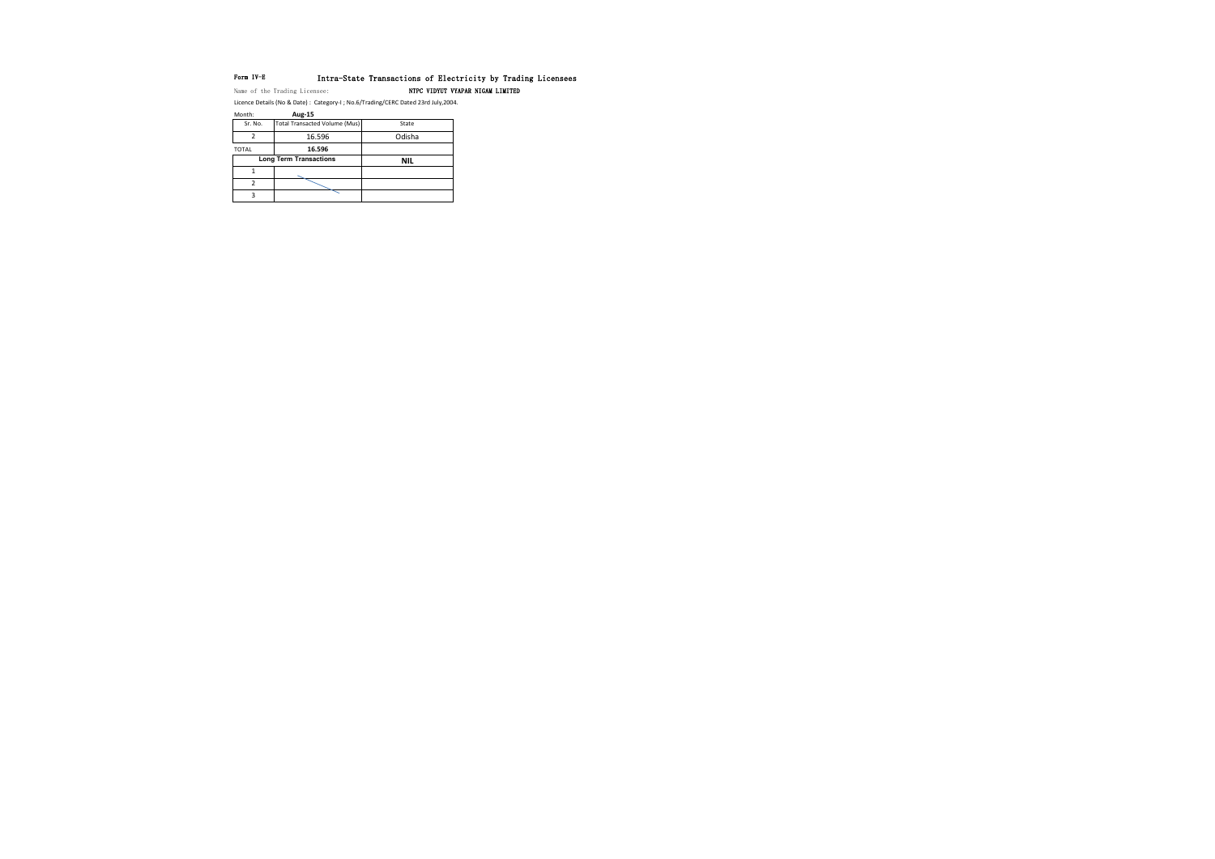Form IV-E **Intra-State Transactions of Electricity by Trading Licensees**

Name of the Trading Licensee: **NTPC VIDYUT VYAPAR NIGAM LIMITED**

Licence Details (No & Date) : Category-I ; No.6/Trading/CERC Dated 23rd July,2004.

Month: **Aug-15**

| Sr. No. | Total Transacted Volume (Mus) | State |
|---|---|---|
| 2 | 16.596 | Odisha |
| TOTAL | **16.596** | |
| **Long Term Transactions** | | **NIL** |
| 1 | | |
| 2 | | |
| 3 | | |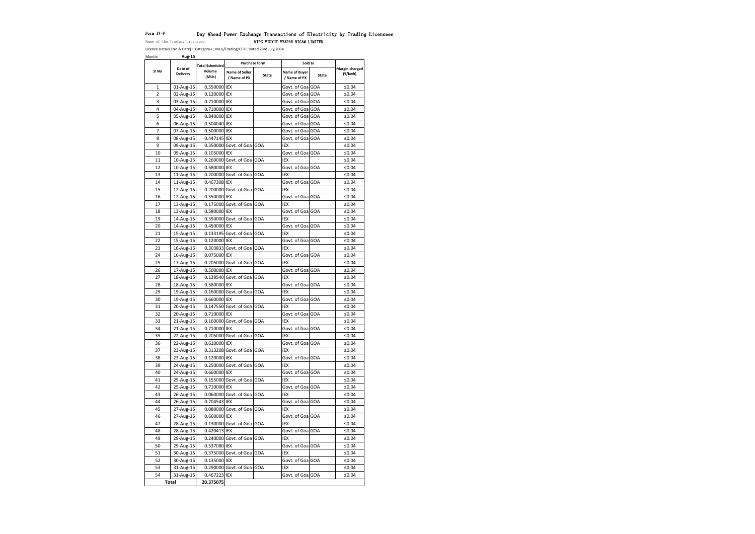Form IV-F

# Day Ahead Power Exchange Transactions of Electricity by Trading Licensees

Name of the Trading Licensee: **NTPC VIDYUT VYAPAR NIGAM LIMITED**

Licence Details (No & Date) : Category-I ; No.6/Trading/CERC Dated 23rd July,2004.

Month: **Aug-15**

| Sl No | Date of Delivery | Total Scheduled Volume (MUs) | Purchase form | | Sold to | | Margin charged (₹/kwh) |
|---|---|---|---|---|---|---|---|
| | | | Name of Seller / Name of PX | State | Name of Buyer / Name of PX | State | |
| 1 | 01-Aug-15 | 0.550000 | IEX | | Govt. of Goa | GOA | ≤0.04 |
| 2 | 02-Aug-15 | 0.120000 | IEX | | Govt. of Goa | GOA | ≤0.04 |
| 3 | 03-Aug-15 | 0.710000 | IEX | | Govt. of Goa | GOA | ≤0.04 |
| 4 | 04-Aug-15 | 0.710000 | IEX | | Govt. of Goa | GOA | ≤0.04 |
| 5 | 05-Aug-15 | 0.840000 | IEX | | Govt. of Goa | GOA | ≤0.04 |
| 6 | 06-Aug-15 | 0.504040 | IEX | | Govt. of Goa | GOA | ≤0.04 |
| 7 | 07-Aug-15 | 0.500000 | IEX | | Govt. of Goa | GOA | ≤0.04 |
| 8 | 08-Aug-15 | 0.447145 | IEX | | Govt. of Goa | GOA | ≤0.04 |
| 9 | 09-Aug-15 | 0.350000 | Govt. of Goa | GOA | IEX | | ≤0.04 |
| 10 | 09-Aug-15 | 0.105000 | IEX | | Govt. of Goa | GOA | ≤0.04 |
| 11 | 10-Aug-15 | 0.260000 | Govt. of Goa | GOA | IEX | | ≤0.04 |
| 12 | 10-Aug-15 | 0.580000 | IEX | | Govt. of Goa | GOA | ≤0.04 |
| 13 | 11-Aug-15 | 0.200000 | Govt. of Goa | GOA | IEX | | ≤0.04 |
| 14 | 11-Aug-15 | 0.467308 | IEX | | Govt. of Goa | GOA | ≤0.04 |
| 15 | 12-Aug-15 | 0.200000 | Govt. of Goa | GOA | IEX | | ≤0.04 |
| 16 | 12-Aug-15 | 0.550000 | IEX | | Govt. of Goa | GOA | ≤0.04 |
| 17 | 13-Aug-15 | 0.175000 | Govt. of Goa | GOA | IEX | | ≤0.04 |
| 18 | 13-Aug-15 | 0.580000 | IEX | | Govt. of Goa | GOA | ≤0.04 |
| 19 | 14-Aug-15 | 0.350000 | Govt. of Goa | GOA | IEX | | ≤0.04 |
| 20 | 14-Aug-15 | 0.450000 | IEX | | Govt. of Goa | GOA | ≤0.04 |
| 21 | 15-Aug-15 | 0.133195 | Govt. of Goa | GOA | IEX | | ≤0.04 |
| 22 | 15-Aug-15 | 0.120000 | IEX | | Govt. of Goa | GOA | ≤0.04 |
| 23 | 16-Aug-15 | 0.303833 | Govt. of Goa | GOA | IEX | | ≤0.04 |
| 24 | 16-Aug-15 | 0.075000 | IEX | | Govt. of Goa | GOA | ≤0.04 |
| 25 | 17-Aug-15 | 0.205000 | Govt. of Goa | GOA | IEX | | ≤0.04 |
| 26 | 17-Aug-15 | 0.500000 | IEX | | Govt. of Goa | GOA | ≤0.04 |
| 27 | 18-Aug-15 | 0.139540 | Govt. of Goa | GOA | IEX | | ≤0.04 |
| 28 | 18-Aug-15 | 0.580000 | IEX | | Govt. of Goa | GOA | ≤0.04 |
| 29 | 19-Aug-15 | 0.160000 | Govt. of Goa | GOA | IEX | | ≤0.04 |
| 30 | 19-Aug-15 | 0.660000 | IEX | | Govt. of Goa | GOA | ≤0.04 |
| 31 | 20-Aug-15 | 0.147550 | Govt. of Goa | GOA | IEX | | ≤0.04 |
| 32 | 20-Aug-15 | 0.710000 | IEX | | Govt. of Goa | GOA | ≤0.04 |
| 33 | 21-Aug-15 | 0.160000 | Govt. of Goa | GOA | IEX | | ≤0.04 |
| 34 | 21-Aug-15 | 0.710000 | IEX | | Govt. of Goa | GOA | ≤0.04 |
| 35 | 22-Aug-15 | 0.205000 | Govt. of Goa | GOA | IEX | | ≤0.04 |
| 36 | 22-Aug-15 | 0.610000 | IEX | | Govt. of Goa | GOA | ≤0.04 |
| 37 | 23-Aug-15 | 0.313208 | Govt. of Goa | GOA | IEX | | ≤0.04 |
| 38 | 23-Aug-15 | 0.120000 | IEX | | Govt. of Goa | GOA | ≤0.04 |
| 39 | 24-Aug-15 | 0.250000 | Govt. of Goa | GOA | IEX | | ≤0.04 |
| 40 | 24-Aug-15 | 0.660000 | IEX | | Govt. of Goa | GOA | ≤0.04 |
| 41 | 25-Aug-15 | 0.155000 | Govt. of Goa | GOA | IEX | | ≤0.04 |
| 42 | 25-Aug-15 | 0.710000 | IEX | | Govt. of Goa | GOA | ≤0.04 |
| 43 | 26-Aug-15 | 0.060000 | Govt. of Goa | GOA | IEX | | ≤0.04 |
| 44 | 26-Aug-15 | 0.704543 | IEX | | Govt. of Goa | GOA | ≤0.04 |
| 45 | 27-Aug-15 | 0.080000 | Govt. of Goa | GOA | IEX | | ≤0.04 |
| 46 | 27-Aug-15 | 0.660000 | IEX | | Govt. of Goa | GOA | ≤0.04 |
| 47 | 28-Aug-15 | 0.130000 | Govt. of Goa | GOA | IEX | | ≤0.04 |
| 48 | 28-Aug-15 | 0.420413 | IEX | | Govt. of Goa | GOA | ≤0.04 |
| 49 | 29-Aug-15 | 0.240000 | Govt. of Goa | GOA | IEX | | ≤0.04 |
| 50 | 29-Aug-15 | 0.537080 | IEX | | Govt. of Goa | GOA | ≤0.04 |
| 51 | 30-Aug-15 | 0.375000 | Govt. of Goa | GOA | IEX | | ≤0.04 |
| 52 | 30-Aug-15 | 0.135000 | IEX | | Govt. of Goa | GOA | ≤0.04 |
| 53 | 31-Aug-15 | 0.290000 | Govt. of Goa | GOA | IEX | | ≤0.04 |
| 54 | 31-Aug-15 | 0.467223 | IEX | | Govt. of Goa | GOA | ≤0.04 |
| **Total** | | **20.375075** | | | | | |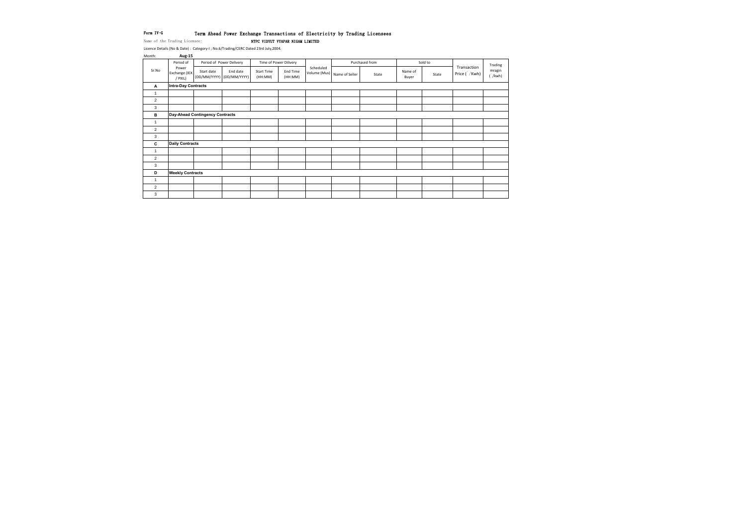Form IV-G **Term Ahead Power Exchange Transactions of Electricity by Trading Licensees**

Name of the Trading Licensee: **NTPC VIDYUT VYAPAR NIGAM LIMITED**

Licence Details (No & Date) : Category-I ; No.6/Trading/CERC Dated 23rd July,2004.

Month: **Aug-15**

| Sr.No | Period of Power Exchange (IEX / PXIL) | Period of Power Delivery | | Time of Power Dilivery | | Scheduled Volume (Mus) | Purchased from | | Sold to | | Transaction Price (`/Kwh) | Trading mragin (`/kwh) |
|---|---|---|---|---|---|---|---|---|---|---|---|---|
| | | Start date (DD/MM/YYYY) | End date (DD/MM/YYYY) | Start Time (HH:MM) | End Time (HH:MM) | | Name of Seller | State | Name of Buyer | State | | |
| **A** | **Intra-Day Contracts** | | | | | | | | | | | |
| 1 | | | | | | | | | | | | |
| 2 | | | | | | | | | | | | |
| 3 | | | | | | | | | | | | |
| **B** | **Day-Ahead Contingency Contracts** | | | | | | | | | | | |
| 1 | | | | | | | | | | | | |
| 2 | | | | | | | | | | | | |
| 3 | | | | | | | | | | | | |
| **C** | **Daily Contracts** | | | | | | | | | | | |
| 1 | | | | | | | | | | | | |
| 2 | | | | | | | | | | | | |
| 3 | | | | | | | | | | | | |
| **D** | **Weekly Contracts** | | | | | | | | | | | |
| 1 | | | | | | | | | | | | |
| 2 | | | | | | | | | | | | |
| 3 | | | | | | | | | | | | |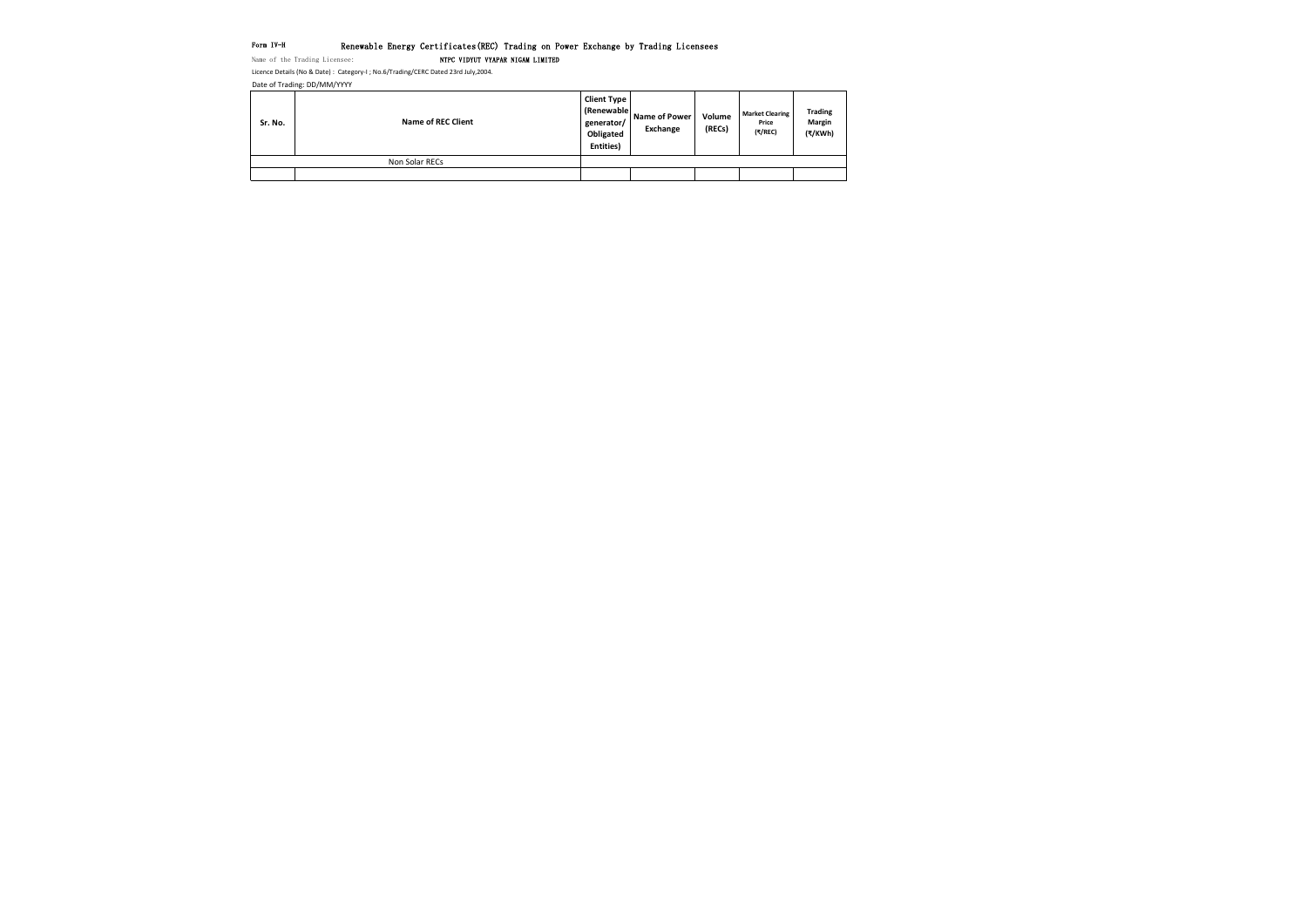Form IV-H Renewable Energy Certificates(REC) Trading on Power Exchange by Trading Licensees

Name of the Trading Licensee: **NTPC VIDYUT VYAPAR NIGAM LIMITED**

Licence Details (No & Date) : Category-I ; No.6/Trading/CERC Dated 23rd July,2004.

Date of Trading: DD/MM/YYYY

| Sr. No. | Name of REC Client | Client Type (Renewable generator/ Obligated Entities) | Name of Power Exchange | Volume (RECs) | Market Clearing Price (₹/REC) | Trading Margin (₹/KWh) |
|---|---|---|---|---|---|---|
| Non Solar RECs | | | | | | |
| | | | | | | |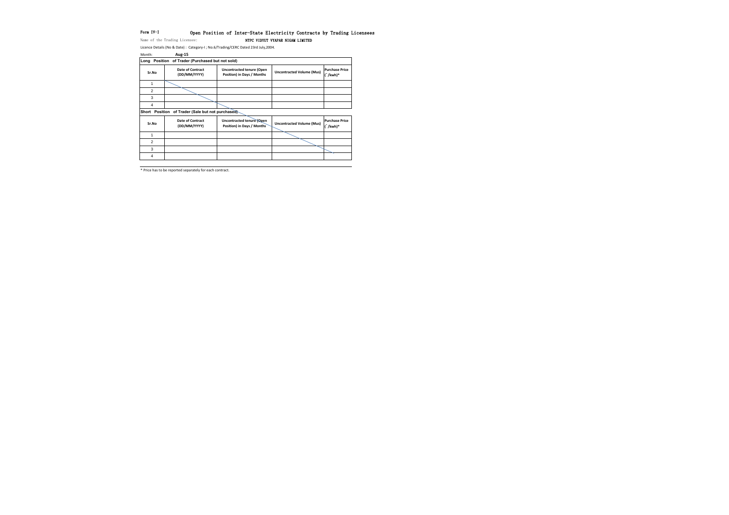Form IV-I

# Open Position of Inter-State Electricity Contracts by Trading Licensees

Name of the Trading Licensee: **NTPC VIDYUT VYAPAR NIGAM LIMITED**

Licence Details (No & Date) : Category-I ; No.6/Trading/CERC Dated 23rd July,2004.

Month: **Aug-15**

**Long Position of Trader (Purchased but not sold)**

| Sr.No | Date of Contract (DD/MM/YYYY) | Uncontracted tenure (Open Position) in Days / Months | Uncontracted Volume (Mus) | Purchase Price (`/kwh)* |
|---|---|---|---|---|
| 1 | | | | |
| 2 | | | | |
| 3 | | | | |
| 4 | | | | |

**Short Position of Trader (Sale but not purchased)**

| Sr.No | Date of Contract (DD/MM/YYYY) | Uncontracted tenure (Open Position) in Days / Months | Uncontracted Volume (Mus) | Purchase Price (`/kwh)* |
|---|---|---|---|---|
| 1 | | | | |
| 2 | | | | |
| 3 | | | | |
| 4 | | | | |

* Price has to be reported separately for each contract.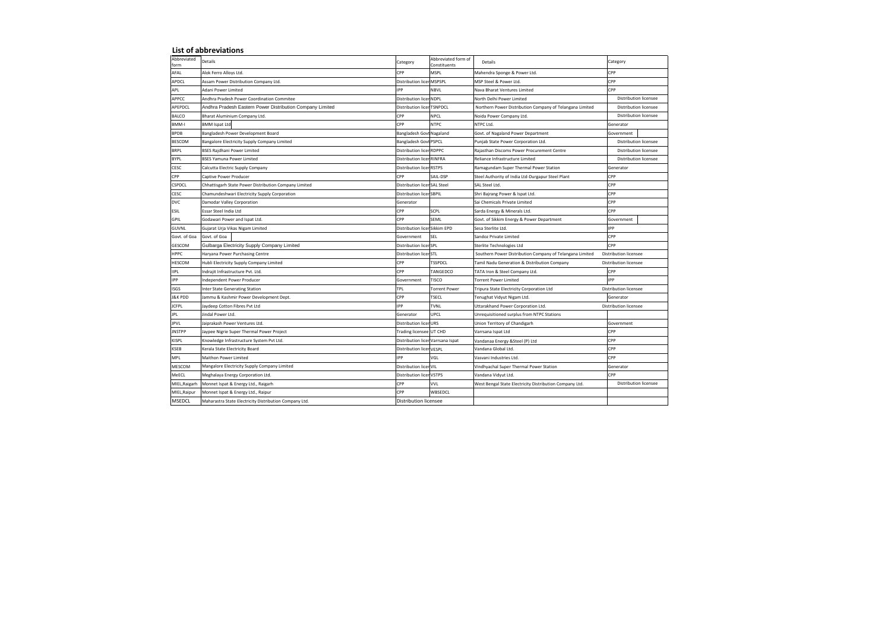## List of abbreviations

| Abbreviated form | Details | Category | Abbreviated form of Constituents | Details | Category |
|---|---|---|---|---|---|
| AFAL | Alok Ferro Alloys Ltd. | CPP | MSPL | Mahendra Sponge & Power Ltd. | CPP |
| APDCL | Assam Power Distribution Company Ltd. | Distribution licen | MSPSPL | MSP Steel & Power Ltd. | CPP |
| APL | Adani Power Limited | IPP | NBVL | Nava Bharat Ventures Limited | CPP |
| APPCC | Andhra Pradesh Power Coordination Commitee | Distribution licen | NDPL | North Delhi Power Limited | Distribution licensee |
| APEPDCL | Andhra Pradesh Eastern Power Distribution Company Limited | Distribution licen | TSNPDCL | Northern Power Distribution Company of Telangana Limited | Distribution licensee |
| BALCO | Bharat Aluminium Company Ltd. | CPP | NPCL | Noida Power Company Ltd. | Distribution licensee |
| BMM-I | BMM Ispat Ltd | CPP | NTPC | NTPC Ltd. | Generator |
| BPDB | Bangladesh Power Development Board | Bangladesh Govt | Nagaland | Govt. of Nagaland Power Department | Government |
| BESCOM | Bangalore Electricity Supply Company Limited | Bangladesh Govt | PSPCL | Punjab State Power Corporation Ltd. | Distribution licensee |
| BRPL | BSES Rajdhani Power Limited | Distribution licen | RDPPC | Rajasthan Discoms Power Procurement Centre | Distribution licensee |
| BYPL | BSES Yamuna Power Limited | Distribution licen | RINFRA | Reliance Infrastructure Limited | Distribution licensee |
| CESC | Calcutta Electric Supply Company | Distribution licen | RSTPS | Ramagundam Super Thermal Power Station | Generator |
| CPP | Captive Power Producer | CPP | SAIL-DSP | Steel Authority of India Ltd-Durgapur Steel Plant | CPP |
| CSPDCL | Chhattisgarh State Power Distribution Company Limited | Distribution licen | SAL Steel | SAL Steel Ltd. | CPP |
| CESC | Chamundeshwari Electricity Supply Corporation | Distribution licen | SBPIL | Shri Bajrang Power & Ispat Ltd. | CPP |
| DVC | Damodar Valley Corporation | Generator | | Sai Chemicals Private Limited | CPP |
| ESIL | Essar Steel India Ltd | CPP | SCPL | Sarda Energy & Minerals Ltd. | CPP |
| GPIL | Godawari Power and Ispat Ltd. | CPP | SEML | Govt. of Sikkim Energy & Power Department | Government |
| GUVNL | Gujarat Urja Vikas Nigam Limited | Distribution licen | Sikkim EPD | Sesa Sterlite Ltd. | IPP |
| Govt. of Goa | Govt. of Goa | Government | SEL | Sandoz Private Limited | CPP |
| GESCOM | Gulbarga Electricity Supply Company Limited | Distribution licen | SPL | Sterlite Technologies Ltd | CPP |
| HPPC | Haryana Power Purchasing Centre | Distribution licen | STL | Southern Power Distribution Company of Telangana Limited | Distribution licensee |
| HESCOM | Hubli Electricity Supply Company Limited | CPP | TSSPDCL | Tamil Nadu Generation & Distribution Company | Distribution licensee |
| IIPL | Indrajit Infrastructure Pvt. Ltd. | CPP | TANGEDCO | TATA Iron & Steel Company Ltd. | CPP |
| IPP | Independent Power Producer | Government | TISCO | Torrent Power Limited | IPP |
| ISGS | Inter State Generating Station | TPL | Torrent Power | Tripura State Electricity Corporation Ltd | Distribution licensee |
| J&K PDD | Jammu & Kashmir Power Development Dept. | CPP | TSECL | Tenughat Vidyut Nigam Ltd. | Generator |
| JCFPL | Jaydeep Cotton Fibres Pvt Ltd | IPP | TVNL | Uttarakhand Power Corporation Ltd. | Distribution licensee |
| JPL | Jindal Power Ltd. | Generator | UPCL | Unrequisitioned surplus from NTPC Stations | |
| JPVL | Jaiprakash Power Ventures Ltd. | Distribution licen | URS | Union Territory of Chandigarh | Government |
| JNSTPP | Jaypee Nigrie Super Thermal Power Project | Trading licensee | UT CHD | Varrsana Ispat Ltd | CPP |
| KISPL | Knowledge Infrastructure System Pvt Ltd. | Distribution licen | Varrsana Ispat | Vandanaa Energy &Steel (P) Ltd | CPP |
| KSEB | Kerala State Electricity Board | Distribution licen | VESPL | Vandana Global Ltd. | CPP |
| MPL | Maithon Power Limited | IPP | VGL | Vasvani Industries Ltd. | CPP |
| MESCOM | Mangalore Electricity Supply Company Limited | Distribution licen | VIL | Vindhyachal Super Thermal Power Station | Generator |
| MeECL | Meghalaya Energy Corporation Ltd. | Distribution licen | VSTPS | Vandana Vidyut Ltd. | CPP |
| MIEL,Raigarh | Monnet Ispat & Energy Ltd., Raigarh | CPP | VVL | West Bengal State Electricity Distribution Company Ltd. | Distribution licensee |
| MIEL,Raipur | Monnet Ispat & Energy Ltd., Raipur | CPP | WBSEDCL | | |
| MSEDCL | Maharastra State Electricity Distribution Company Ltd. | Distribution licensee | | | |